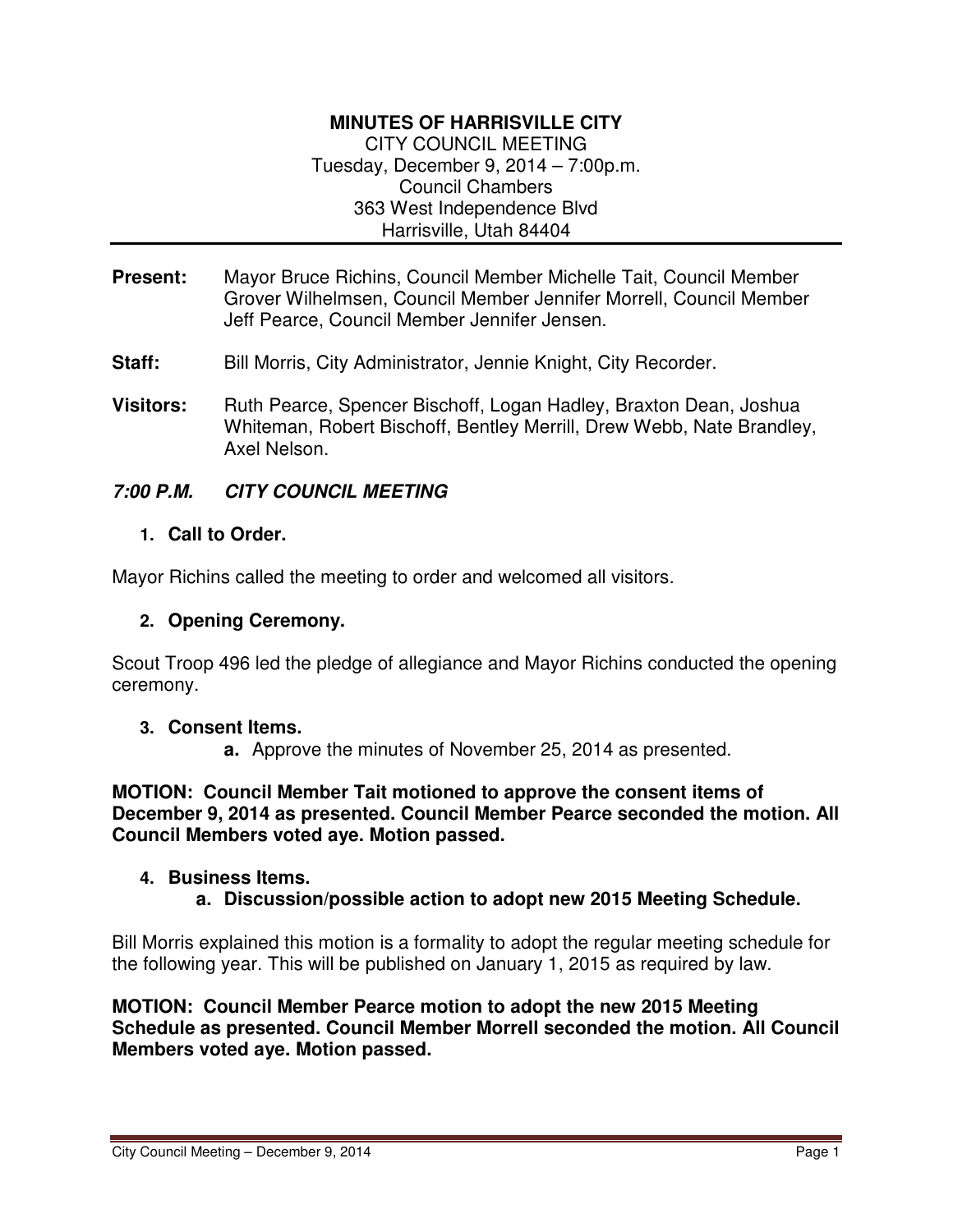# MINUTES OF HARRISVILLE CITY

CITY COUNCIL MEETING
Tuesday, December 9, 2014 – 7:00p.m.
Council Chambers
363 West Independence Blvd
Harrisville, Utah 84404

**Present:** Mayor Bruce Richins, Council Member Michelle Tait, Council Member Grover Wilhelmsen, Council Member Jennifer Morrell, Council Member Jeff Pearce, Council Member Jennifer Jensen.

**Staff:** Bill Morris, City Administrator, Jennie Knight, City Recorder.

**Visitors:** Ruth Pearce, Spencer Bischoff, Logan Hadley, Braxton Dean, Joshua Whiteman, Robert Bischoff, Bentley Merrill, Drew Webb, Nate Brandley, Axel Nelson.

## *7:00 P.M. CITY COUNCIL MEETING*

1. **Call to Order.**

Mayor Richins called the meeting to order and welcomed all visitors.

2. **Opening Ceremony.**

Scout Troop 496 led the pledge of allegiance and Mayor Richins conducted the opening ceremony.

3. **Consent Items.**
   - **a.** Approve the minutes of November 25, 2014 as presented.

**MOTION: Council Member Tait motioned to approve the consent items of December 9, 2014 as presented. Council Member Pearce seconded the motion. All Council Members voted aye. Motion passed.**

4. **Business Items.**
   - **a. Discussion/possible action to adopt new 2015 Meeting Schedule.**

Bill Morris explained this motion is a formality to adopt the regular meeting schedule for the following year. This will be published on January 1, 2015 as required by law.

**MOTION: Council Member Pearce motion to adopt the new 2015 Meeting Schedule as presented. Council Member Morrell seconded the motion. All Council Members voted aye. Motion passed.**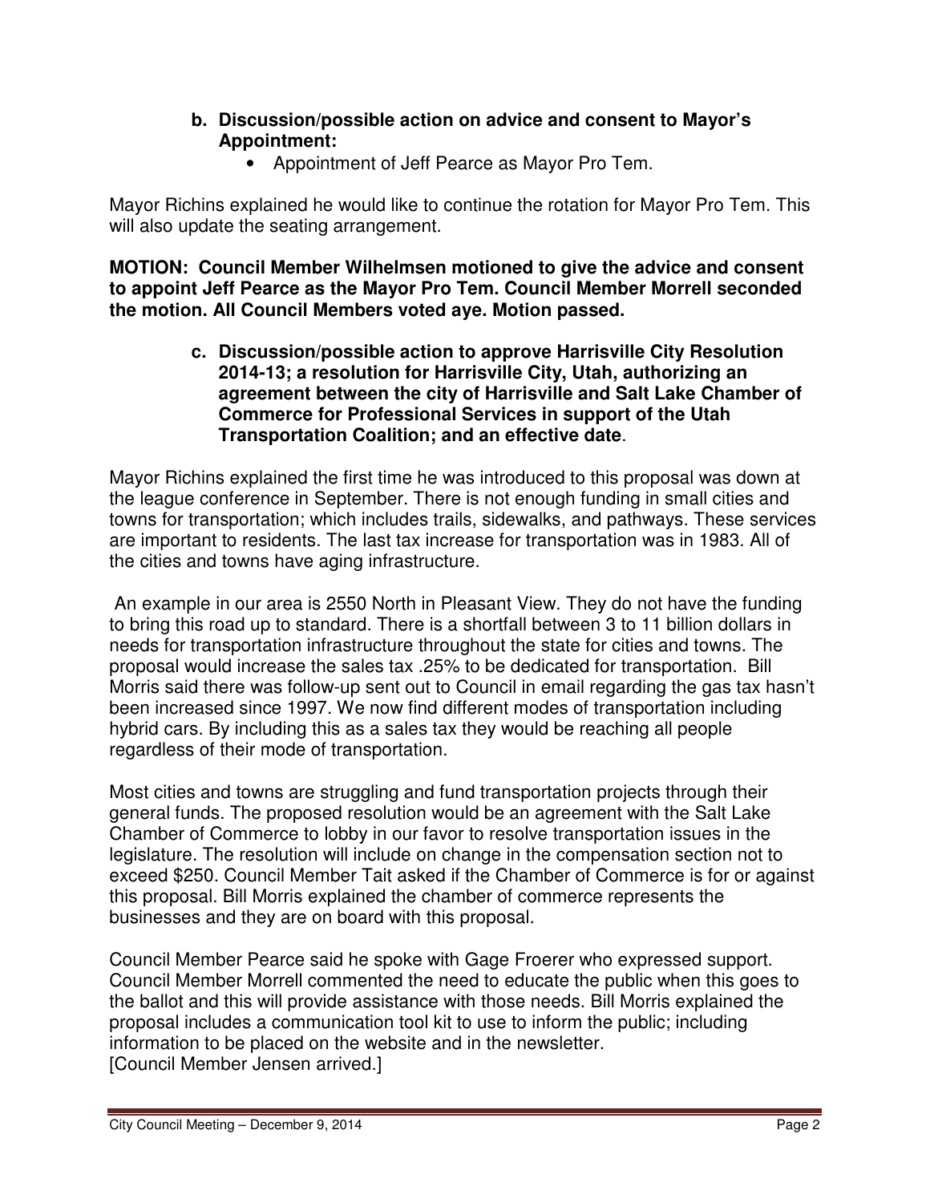**b. Discussion/possible action on advice and consent to Mayor's Appointment:**

- Appointment of Jeff Pearce as Mayor Pro Tem.

Mayor Richins explained he would like to continue the rotation for Mayor Pro Tem. This will also update the seating arrangement.

**MOTION: Council Member Wilhelmsen motioned to give the advice and consent to appoint Jeff Pearce as the Mayor Pro Tem. Council Member Morrell seconded the motion. All Council Members voted aye. Motion passed.**

**c. Discussion/possible action to approve Harrisville City Resolution 2014-13; a resolution for Harrisville City, Utah, authorizing an agreement between the city of Harrisville and Salt Lake Chamber of Commerce for Professional Services in support of the Utah Transportation Coalition; and an effective date.**

Mayor Richins explained the first time he was introduced to this proposal was down at the league conference in September. There is not enough funding in small cities and towns for transportation; which includes trails, sidewalks, and pathways. These services are important to residents. The last tax increase for transportation was in 1983. All of the cities and towns have aging infrastructure.

An example in our area is 2550 North in Pleasant View. They do not have the funding to bring this road up to standard. There is a shortfall between 3 to 11 billion dollars in needs for transportation infrastructure throughout the state for cities and towns. The proposal would increase the sales tax .25% to be dedicated for transportation. Bill Morris said there was follow-up sent out to Council in email regarding the gas tax hasn't been increased since 1997. We now find different modes of transportation including hybrid cars. By including this as a sales tax they would be reaching all people regardless of their mode of transportation.

Most cities and towns are struggling and fund transportation projects through their general funds. The proposed resolution would be an agreement with the Salt Lake Chamber of Commerce to lobby in our favor to resolve transportation issues in the legislature. The resolution will include on change in the compensation section not to exceed $250. Council Member Tait asked if the Chamber of Commerce is for or against this proposal. Bill Morris explained the chamber of commerce represents the businesses and they are on board with this proposal.

Council Member Pearce said he spoke with Gage Froerer who expressed support. Council Member Morrell commented the need to educate the public when this goes to the ballot and this will provide assistance with those needs. Bill Morris explained the proposal includes a communication tool kit to use to inform the public; including information to be placed on the website and in the newsletter.
[Council Member Jensen arrived.]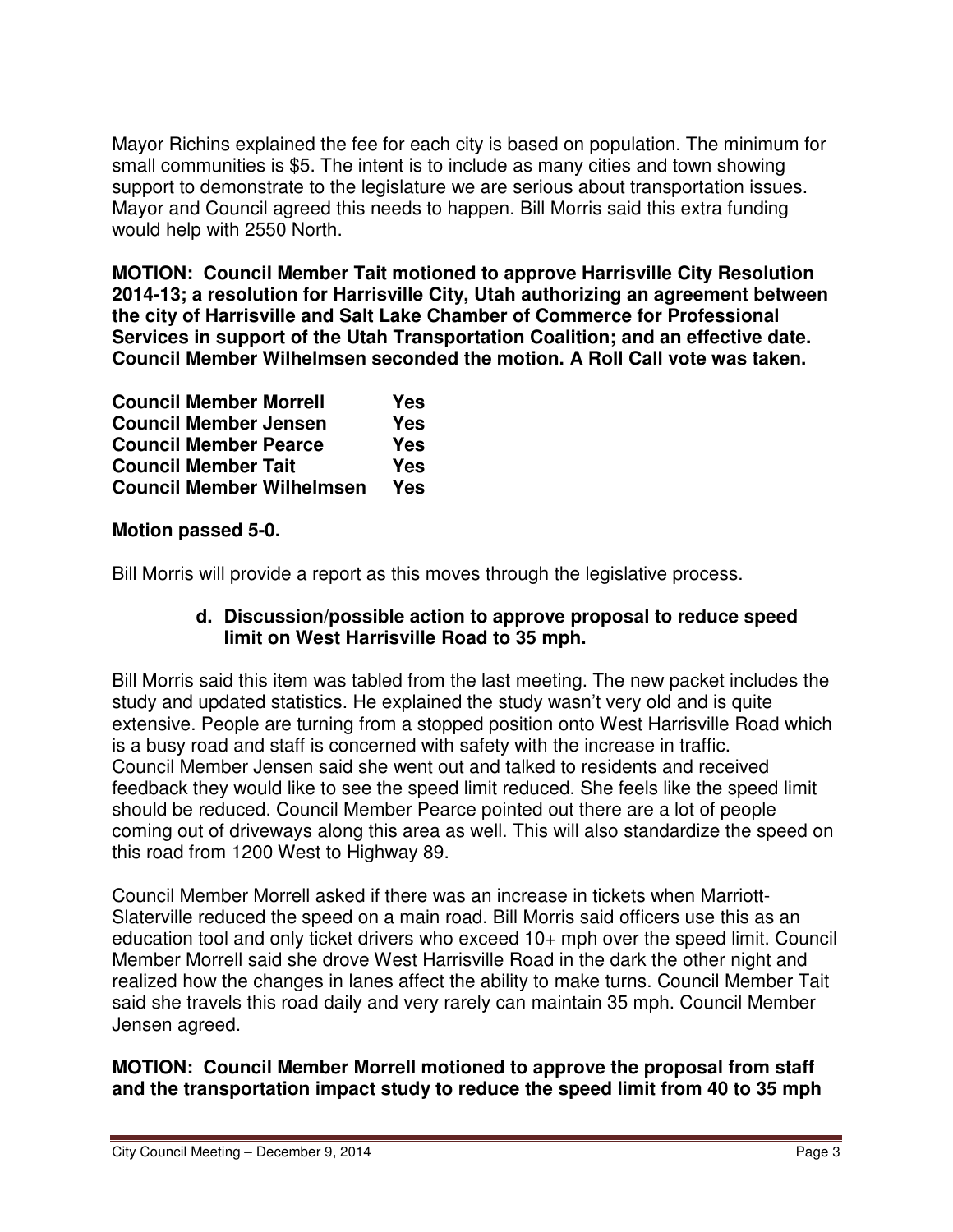Mayor Richins explained the fee for each city is based on population. The minimum for small communities is $5. The intent is to include as many cities and town showing support to demonstrate to the legislature we are serious about transportation issues. Mayor and Council agreed this needs to happen. Bill Morris said this extra funding would help with 2550 North.

**MOTION: Council Member Tait motioned to approve Harrisville City Resolution 2014-13; a resolution for Harrisville City, Utah authorizing an agreement between the city of Harrisville and Salt Lake Chamber of Commerce for Professional Services in support of the Utah Transportation Coalition; and an effective date. Council Member Wilhelmsen seconded the motion. A Roll Call vote was taken.**

| | |
|---|---|
| **Council Member Morrell** | **Yes** |
| **Council Member Jensen** | **Yes** |
| **Council Member Pearce** | **Yes** |
| **Council Member Tait** | **Yes** |
| **Council Member Wilhelmsen** | **Yes** |

**Motion passed 5-0.**

Bill Morris will provide a report as this moves through the legislative process.

**d. Discussion/possible action to approve proposal to reduce speed limit on West Harrisville Road to 35 mph.**

Bill Morris said this item was tabled from the last meeting. The new packet includes the study and updated statistics. He explained the study wasn't very old and is quite extensive. People are turning from a stopped position onto West Harrisville Road which is a busy road and staff is concerned with safety with the increase in traffic. Council Member Jensen said she went out and talked to residents and received feedback they would like to see the speed limit reduced. She feels like the speed limit should be reduced. Council Member Pearce pointed out there are a lot of people coming out of driveways along this area as well. This will also standardize the speed on this road from 1200 West to Highway 89.

Council Member Morrell asked if there was an increase in tickets when Marriott-Slaterville reduced the speed on a main road. Bill Morris said officers use this as an education tool and only ticket drivers who exceed 10+ mph over the speed limit. Council Member Morrell said she drove West Harrisville Road in the dark the other night and realized how the changes in lanes affect the ability to make turns. Council Member Tait said she travels this road daily and very rarely can maintain 35 mph. Council Member Jensen agreed.

**MOTION: Council Member Morrell motioned to approve the proposal from staff and the transportation impact study to reduce the speed limit from 40 to 35 mph**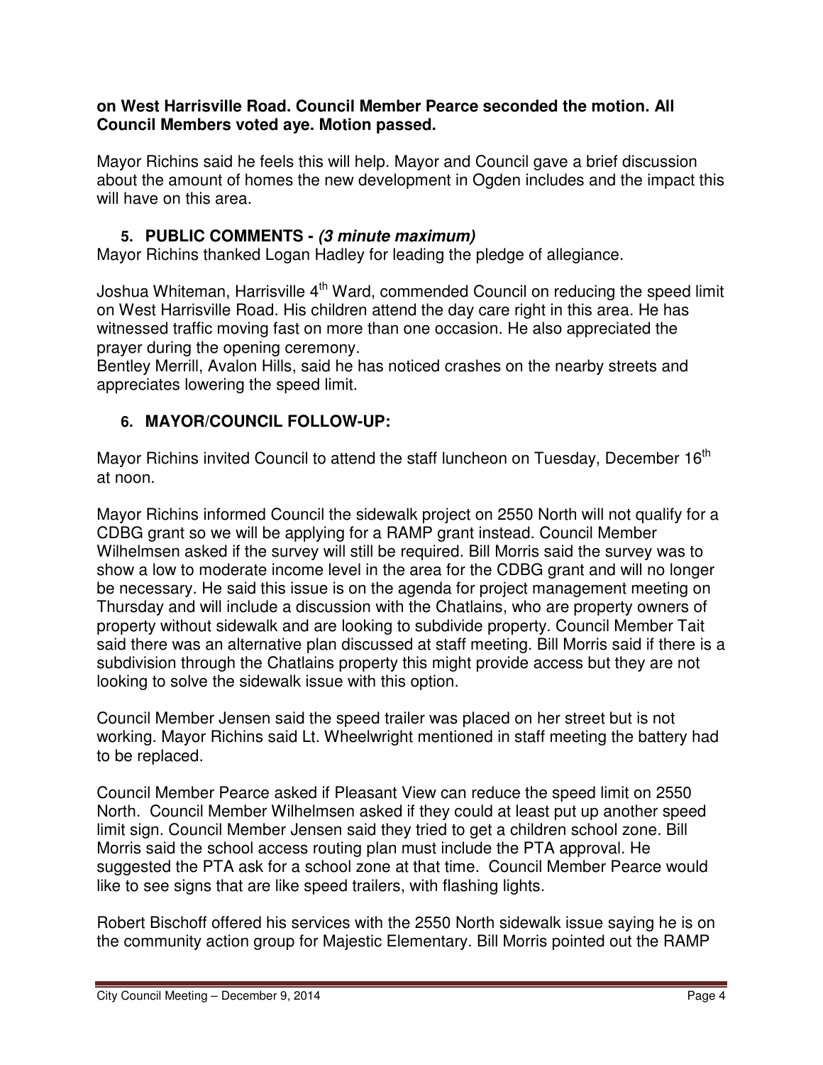**on West Harrisville Road. Council Member Pearce seconded the motion. All Council Members voted aye. Motion passed.**

Mayor Richins said he feels this will help. Mayor and Council gave a brief discussion about the amount of homes the new development in Ogden includes and the impact this will have on this area.

## 5. PUBLIC COMMENTS - *(3 minute maximum)*

Mayor Richins thanked Logan Hadley for leading the pledge of allegiance.

Joshua Whiteman, Harrisville 4th Ward, commended Council on reducing the speed limit on West Harrisville Road. His children attend the day care right in this area. He has witnessed traffic moving fast on more than one occasion. He also appreciated the prayer during the opening ceremony.
Bentley Merrill, Avalon Hills, said he has noticed crashes on the nearby streets and appreciates lowering the speed limit.

## 6. MAYOR/COUNCIL FOLLOW-UP:

Mayor Richins invited Council to attend the staff luncheon on Tuesday, December 16th at noon.

Mayor Richins informed Council the sidewalk project on 2550 North will not qualify for a CDBG grant so we will be applying for a RAMP grant instead. Council Member Wilhelmsen asked if the survey will still be required. Bill Morris said the survey was to show a low to moderate income level in the area for the CDBG grant and will no longer be necessary. He said this issue is on the agenda for project management meeting on Thursday and will include a discussion with the Chatlains, who are property owners of property without sidewalk and are looking to subdivide property. Council Member Tait said there was an alternative plan discussed at staff meeting. Bill Morris said if there is a subdivision through the Chatlains property this might provide access but they are not looking to solve the sidewalk issue with this option.

Council Member Jensen said the speed trailer was placed on her street but is not working. Mayor Richins said Lt. Wheelwright mentioned in staff meeting the battery had to be replaced.

Council Member Pearce asked if Pleasant View can reduce the speed limit on 2550 North. Council Member Wilhelmsen asked if they could at least put up another speed limit sign. Council Member Jensen said they tried to get a children school zone. Bill Morris said the school access routing plan must include the PTA approval. He suggested the PTA ask for a school zone at that time. Council Member Pearce would like to see signs that are like speed trailers, with flashing lights.

Robert Bischoff offered his services with the 2550 North sidewalk issue saying he is on the community action group for Majestic Elementary. Bill Morris pointed out the RAMP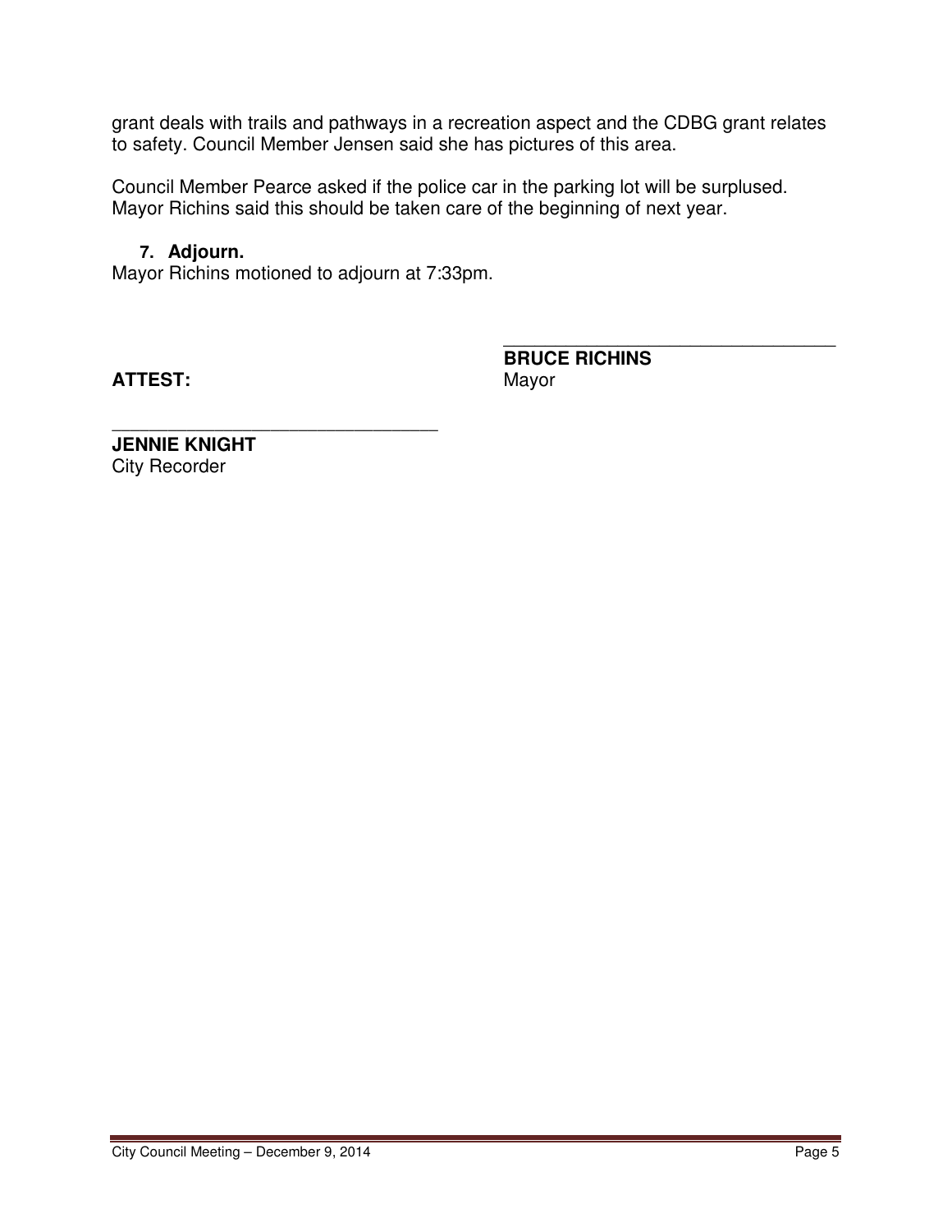grant deals with trails and pathways in a recreation aspect and the CDBG grant relates to safety. Council Member Jensen said she has pictures of this area.

Council Member Pearce asked if the police car in the parking lot will be surplused. Mayor Richins said this should be taken care of the beginning of next year.

**7. Adjourn.**

Mayor Richins motioned to adjourn at 7:33pm.

\_\_\_\_\_\_\_\_\_\_\_\_\_\_\_\_\_\_\_\_\_\_\_\_\_\_\_\_\_\_\_\_

**BRUCE RICHINS**
Mayor

**ATTEST:**

\_\_\_\_\_\_\_\_\_\_\_\_\_\_\_\_\_\_\_\_\_\_\_\_\_\_\_\_\_\_\_\_

**JENNIE KNIGHT**
City Recorder